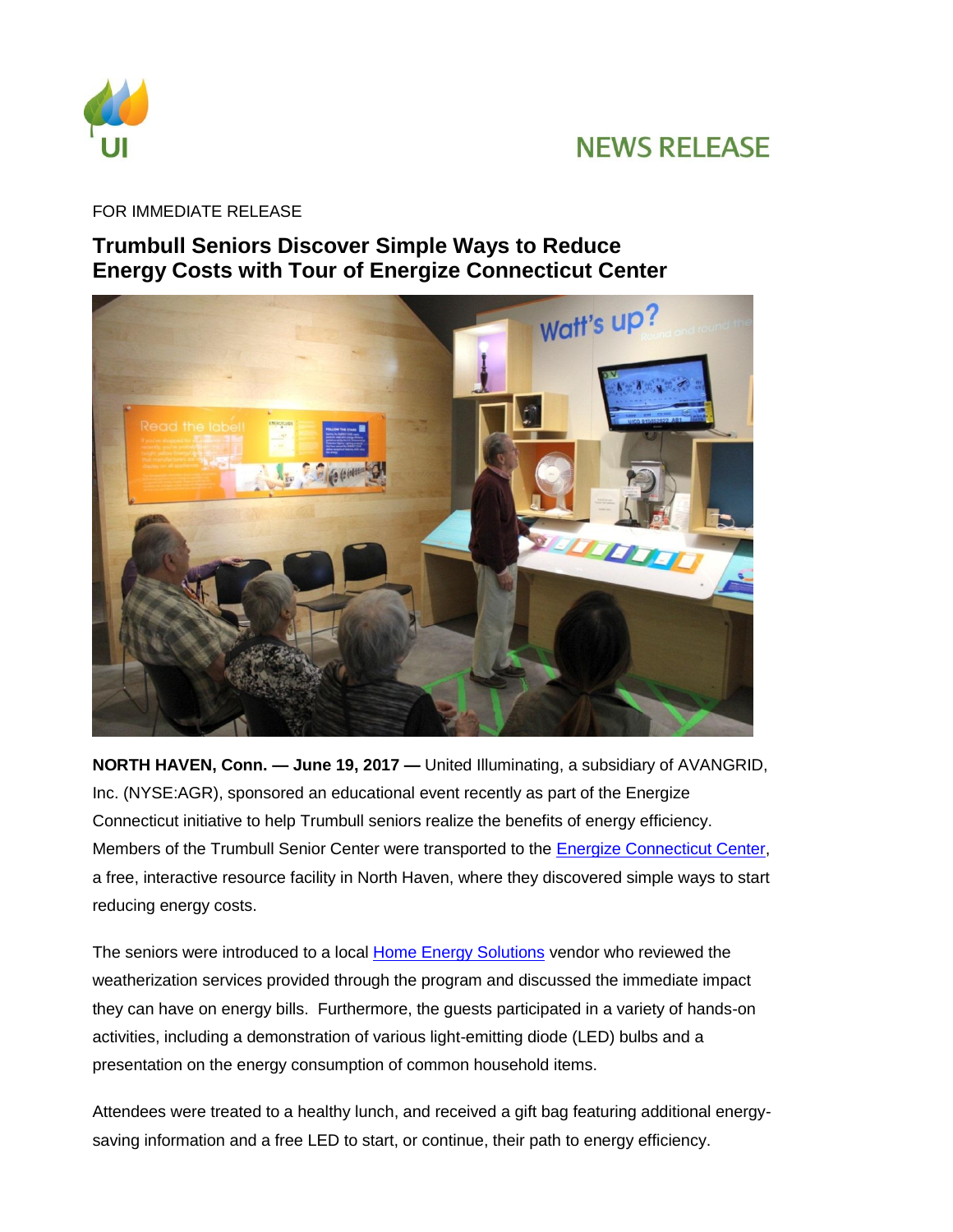UI

# NEWS RELEASE

FOR IMMEDIATE RELEASE

## Trumbull Seniors Discover Simple Ways to Reduce Energy Costs with Tour of Energize Connecticut Center

**NORTH HAVEN, Conn. — June 19, 2017 —** United Illuminating, a subsidiary of AVANGRID, Inc. (NYSE:AGR), sponsored an educational event recently as part of the Energize Connecticut initiative to help Trumbull seniors realize the benefits of energy efficiency. Members of the Trumbull Senior Center were transported to the Energize Connecticut Center, a free, interactive resource facility in North Haven, where they discovered simple ways to start reducing energy costs.

The seniors were introduced to a local Home Energy Solutions vendor who reviewed the weatherization services provided through the program and discussed the immediate impact they can have on energy bills. Furthermore, the guests participated in a variety of hands-on activities, including a demonstration of various light-emitting diode (LED) bulbs and a presentation on the energy consumption of common household items.

Attendees were treated to a healthy lunch, and received a gift bag featuring additional energy-saving information and a free LED to start, or continue, their path to energy efficiency.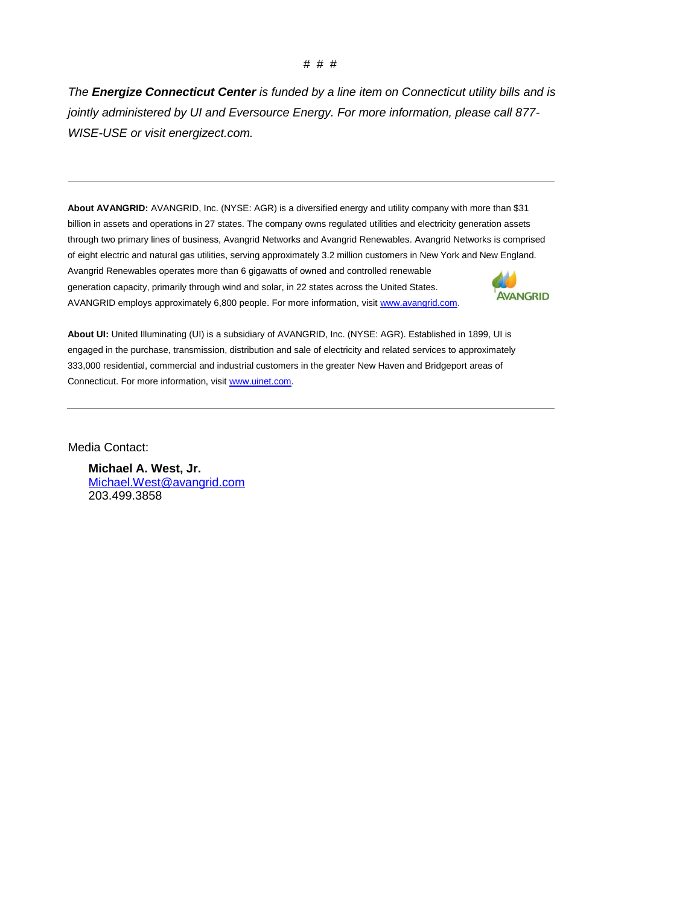# # #

*The **Energize Connecticut Center** is funded by a line item on Connecticut utility bills and is jointly administered by UI and Eversource Energy. For more information, please call 877-WISE-USE or visit energizect.com.*

---

**About AVANGRID:** AVANGRID, Inc. (NYSE: AGR) is a diversified energy and utility company with more than $31 billion in assets and operations in 27 states. The company owns regulated utilities and electricity generation assets through two primary lines of business, Avangrid Networks and Avangrid Renewables. Avangrid Networks is comprised of eight electric and natural gas utilities, serving approximately 3.2 million customers in New York and New England. Avangrid Renewables operates more than 6 gigawatts of owned and controlled renewable generation capacity, primarily through wind and solar, in 22 states across the United States. AVANGRID employs approximately 6,800 people. For more information, visit www.avangrid.com.

**About UI:** United Illuminating (UI) is a subsidiary of AVANGRID, Inc. (NYSE: AGR). Established in 1899, UI is engaged in the purchase, transmission, distribution and sale of electricity and related services to approximately 333,000 residential, commercial and industrial customers in the greater New Haven and Bridgeport areas of Connecticut. For more information, visit www.uinet.com.

---

Media Contact:

**Michael A. West, Jr.**
Michael.West@avangrid.com
203.499.3858